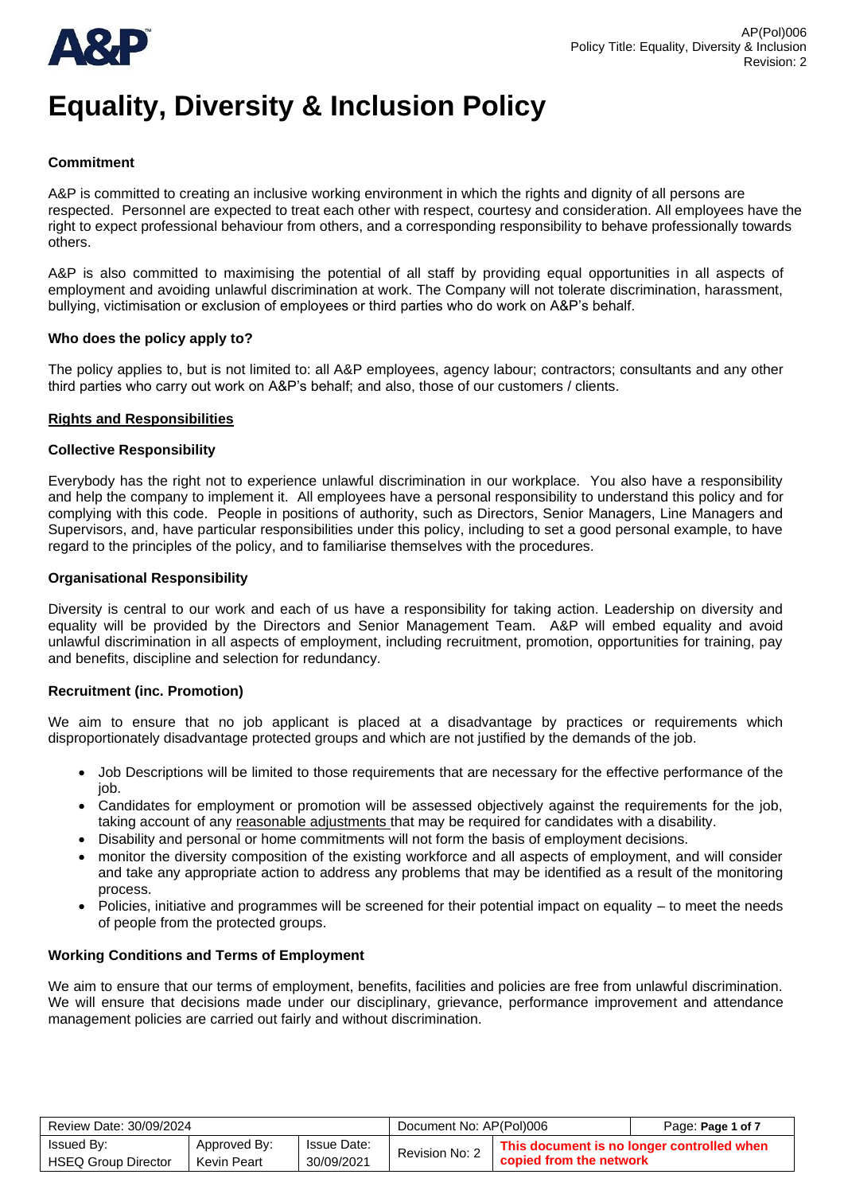# Equality, Diversity & Inclusion Policy

**Commitment**

A&P is committed to creating an inclusive working environment in which the rights and dignity of all persons are respected. Personnel are expected to treat each other with respect, courtesy and consideration. All employees have the right to expect professional behaviour from others, and a corresponding responsibility to behave professionally towards others.

A&P is also committed to maximising the potential of all staff by providing equal opportunities in all aspects of employment and avoiding unlawful discrimination at work. The Company will not tolerate discrimination, harassment, bullying, victimisation or exclusion of employees or third parties who do work on A&P's behalf.

**Who does the policy apply to?**

The policy applies to, but is not limited to: all A&P employees, agency labour; contractors; consultants and any other third parties who carry out work on A&P's behalf; and also, those of our customers / clients.

**Rights and Responsibilities**

**Collective Responsibility**

Everybody has the right not to experience unlawful discrimination in our workplace. You also have a responsibility and help the company to implement it. All employees have a personal responsibility to understand this policy and for complying with this code. People in positions of authority, such as Directors, Senior Managers, Line Managers and Supervisors, and, have particular responsibilities under this policy, including to set a good personal example, to have regard to the principles of the policy, and to familiarise themselves with the procedures.

**Organisational Responsibility**

Diversity is central to our work and each of us have a responsibility for taking action. Leadership on diversity and equality will be provided by the Directors and Senior Management Team. A&P will embed equality and avoid unlawful discrimination in all aspects of employment, including recruitment, promotion, opportunities for training, pay and benefits, discipline and selection for redundancy.

**Recruitment (inc. Promotion)**

We aim to ensure that no job applicant is placed at a disadvantage by practices or requirements which disproportionately disadvantage protected groups and which are not justified by the demands of the job.

- Job Descriptions will be limited to those requirements that are necessary for the effective performance of the job.
- Candidates for employment or promotion will be assessed objectively against the requirements for the job, taking account of any reasonable adjustments that may be required for candidates with a disability.
- Disability and personal or home commitments will not form the basis of employment decisions.
- monitor the diversity composition of the existing workforce and all aspects of employment, and will consider and take any appropriate action to address any problems that may be identified as a result of the monitoring process.
- Policies, initiative and programmes will be screened for their potential impact on equality – to meet the needs of people from the protected groups.

**Working Conditions and Terms of Employment**

We aim to ensure that our terms of employment, benefits, facilities and policies are free from unlawful discrimination. We will ensure that decisions made under our disciplinary, grievance, performance improvement and attendance management policies are carried out fairly and without discrimination.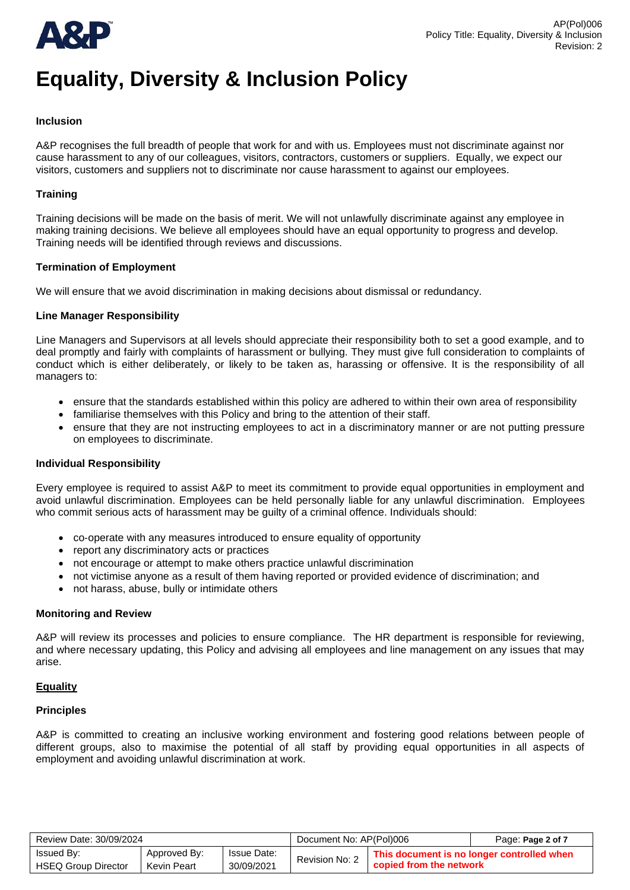# Equality, Diversity & Inclusion Policy

**Inclusion**

A&P recognises the full breadth of people that work for and with us. Employees must not discriminate against nor cause harassment to any of our colleagues, visitors, contractors, customers or suppliers. Equally, we expect our visitors, customers and suppliers not to discriminate nor cause harassment to against our employees.

**Training**

Training decisions will be made on the basis of merit. We will not unlawfully discriminate against any employee in making training decisions. We believe all employees should have an equal opportunity to progress and develop. Training needs will be identified through reviews and discussions.

**Termination of Employment**

We will ensure that we avoid discrimination in making decisions about dismissal or redundancy.

**Line Manager Responsibility**

Line Managers and Supervisors at all levels should appreciate their responsibility both to set a good example, and to deal promptly and fairly with complaints of harassment or bullying. They must give full consideration to complaints of conduct which is either deliberately, or likely to be taken as, harassing or offensive. It is the responsibility of all managers to:

- ensure that the standards established within this policy are adhered to within their own area of responsibility
- familiarise themselves with this Policy and bring to the attention of their staff.
- ensure that they are not instructing employees to act in a discriminatory manner or are not putting pressure on employees to discriminate.

**Individual Responsibility**

Every employee is required to assist A&P to meet its commitment to provide equal opportunities in employment and avoid unlawful discrimination. Employees can be held personally liable for any unlawful discrimination. Employees who commit serious acts of harassment may be guilty of a criminal offence. Individuals should:

- co-operate with any measures introduced to ensure equality of opportunity
- report any discriminatory acts or practices
- not encourage or attempt to make others practice unlawful discrimination
- not victimise anyone as a result of them having reported or provided evidence of discrimination; and
- not harass, abuse, bully or intimidate others

**Monitoring and Review**

A&P will review its processes and policies to ensure compliance. The HR department is responsible for reviewing, and where necessary updating, this Policy and advising all employees and line management on any issues that may arise.

**Equality**

**Principles**

A&P is committed to creating an inclusive working environment and fostering good relations between people of different groups, also to maximise the potential of all staff by providing equal opportunities in all aspects of employment and avoiding unlawful discrimination at work.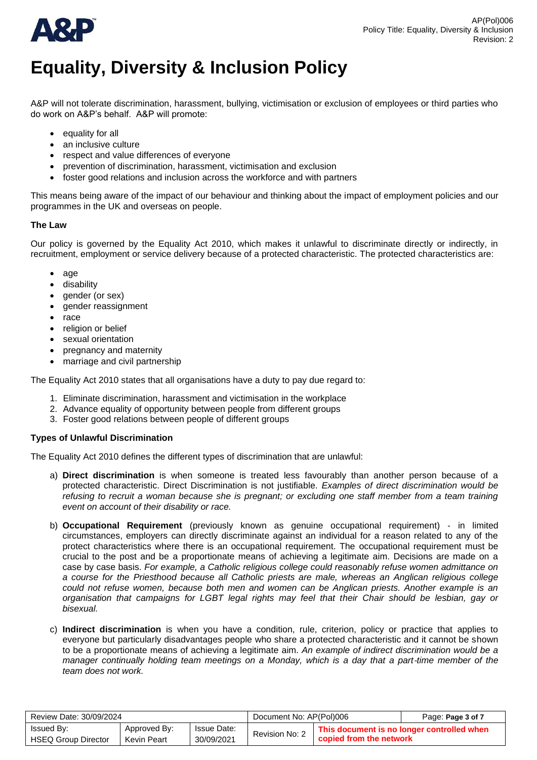# Equality, Diversity & Inclusion Policy

A&P will not tolerate discrimination, harassment, bullying, victimisation or exclusion of employees or third parties who do work on A&P's behalf. A&P will promote:

- equality for all
- an inclusive culture
- respect and value differences of everyone
- prevention of discrimination, harassment, victimisation and exclusion
- foster good relations and inclusion across the workforce and with partners

This means being aware of the impact of our behaviour and thinking about the impact of employment policies and our programmes in the UK and overseas on people.

### The Law

Our policy is governed by the Equality Act 2010, which makes it unlawful to discriminate directly or indirectly, in recruitment, employment or service delivery because of a protected characteristic. The protected characteristics are:

- age
- disability
- gender (or sex)
- gender reassignment
- race
- religion or belief
- sexual orientation
- pregnancy and maternity
- marriage and civil partnership

The Equality Act 2010 states that all organisations have a duty to pay due regard to:

1. Eliminate discrimination, harassment and victimisation in the workplace
2. Advance equality of opportunity between people from different groups
3. Foster good relations between people of different groups

### Types of Unlawful Discrimination

The Equality Act 2010 defines the different types of discrimination that are unlawful:

a) **Direct discrimination** is when someone is treated less favourably than another person because of a protected characteristic. Direct Discrimination is not justifiable. *Examples of direct discrimination would be refusing to recruit a woman because she is pregnant; or excluding one staff member from a team training event on account of their disability or race.*

b) **Occupational Requirement** (previously known as genuine occupational requirement) - in limited circumstances, employers can directly discriminate against an individual for a reason related to any of the protect characteristics where there is an occupational requirement. The occupational requirement must be crucial to the post and be a proportionate means of achieving a legitimate aim. Decisions are made on a case by case basis. *For example, a Catholic religious college could reasonably refuse women admittance on a course for the Priesthood because all Catholic priests are male, whereas an Anglican religious college could not refuse women, because both men and women can be Anglican priests. Another example is an organisation that campaigns for LGBT legal rights may feel that their Chair should be lesbian, gay or bisexual.*

c) **Indirect discrimination** is when you have a condition, rule, criterion, policy or practice that applies to everyone but particularly disadvantages people who share a protected characteristic and it cannot be shown to be a proportionate means of achieving a legitimate aim. *An example of indirect discrimination would be a manager continually holding team meetings on a Monday, which is a day that a part-time member of the team does not work.*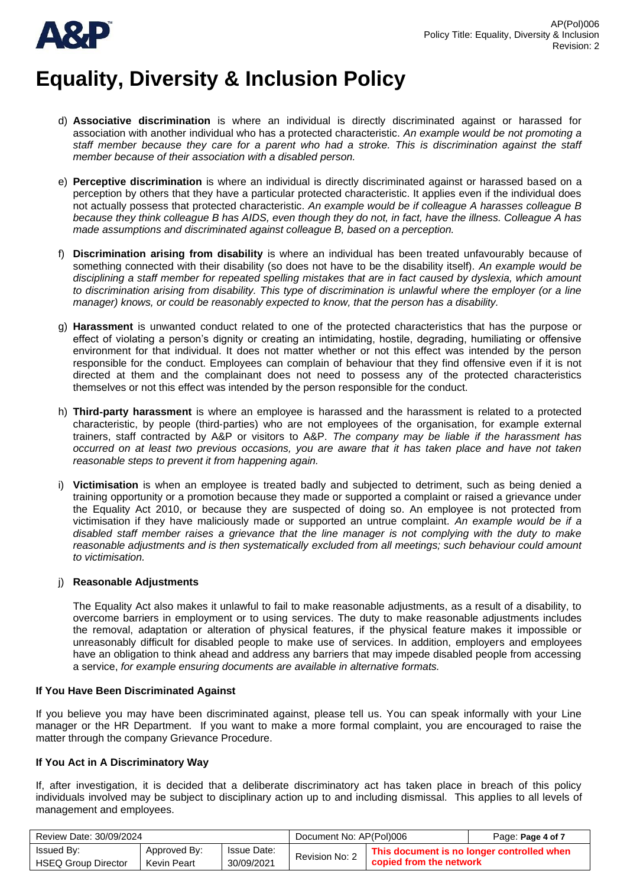# Equality, Diversity & Inclusion Policy

d) **Associative discrimination** is where an individual is directly discriminated against or harassed for association with another individual who has a protected characteristic. *An example would be not promoting a staff member because they care for a parent who had a stroke. This is discrimination against the staff member because of their association with a disabled person.*

e) **Perceptive discrimination** is where an individual is directly discriminated against or harassed based on a perception by others that they have a particular protected characteristic. It applies even if the individual does not actually possess that protected characteristic. *An example would be if colleague A harasses colleague B because they think colleague B has AIDS, even though they do not, in fact, have the illness. Colleague A has made assumptions and discriminated against colleague B, based on a perception.*

f) **Discrimination arising from disability** is where an individual has been treated unfavourably because of something connected with their disability (so does not have to be the disability itself). *An example would be disciplining a staff member for repeated spelling mistakes that are in fact caused by dyslexia, which amount to discrimination arising from disability. This type of discrimination is unlawful where the employer (or a line manager) knows, or could be reasonably expected to know, that the person has a disability.*

g) **Harassment** is unwanted conduct related to one of the protected characteristics that has the purpose or effect of violating a person's dignity or creating an intimidating, hostile, degrading, humiliating or offensive environment for that individual. It does not matter whether or not this effect was intended by the person responsible for the conduct. Employees can complain of behaviour that they find offensive even if it is not directed at them and the complainant does not need to possess any of the protected characteristics themselves or not this effect was intended by the person responsible for the conduct.

h) **Third-party harassment** is where an employee is harassed and the harassment is related to a protected characteristic, by people (third-parties) who are not employees of the organisation, for example external trainers, staff contracted by A&P or visitors to A&P. *The company may be liable if the harassment has occurred on at least two previous occasions, you are aware that it has taken place and have not taken reasonable steps to prevent it from happening again.*

i) **Victimisation** is when an employee is treated badly and subjected to detriment, such as being denied a training opportunity or a promotion because they made or supported a complaint or raised a grievance under the Equality Act 2010, or because they are suspected of doing so. An employee is not protected from victimisation if they have maliciously made or supported an untrue complaint. *An example would be if a disabled staff member raises a grievance that the line manager is not complying with the duty to make reasonable adjustments and is then systematically excluded from all meetings; such behaviour could amount to victimisation.*

j) **Reasonable Adjustments**

The Equality Act also makes it unlawful to fail to make reasonable adjustments, as a result of a disability, to overcome barriers in employment or to using services. The duty to make reasonable adjustments includes the removal, adaptation or alteration of physical features, if the physical feature makes it impossible or unreasonably difficult for disabled people to make use of services. In addition, employers and employees have an obligation to think ahead and address any barriers that may impede disabled people from accessing a service, *for example ensuring documents are available in alternative formats.*

#### If You Have Been Discriminated Against

If you believe you may have been discriminated against, please tell us. You can speak informally with your Line manager or the HR Department. If you want to make a more formal complaint, you are encouraged to raise the matter through the company Grievance Procedure.

#### If You Act in A Discriminatory Way

If, after investigation, it is decided that a deliberate discriminatory act has taken place in breach of this policy individuals involved may be subject to disciplinary action up to and including dismissal. This applies to all levels of management and employees.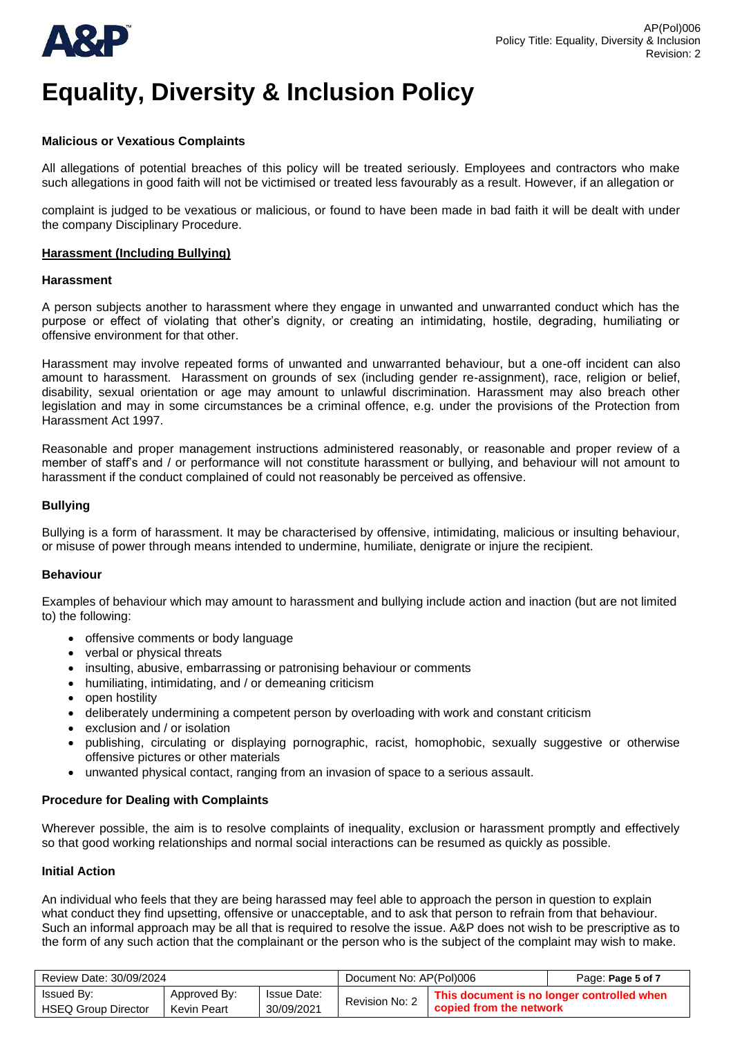**Malicious or Vexatious Complaints**

All allegations of potential breaches of this policy will be treated seriously. Employees and contractors who make such allegations in good faith will not be victimised or treated less favourably as a result. However, if an allegation or complaint is judged to be vexatious or malicious, or found to have been made in bad faith it will be dealt with under the company Disciplinary Procedure.

**Harassment (Including Bullying)**

**Harassment**

A person subjects another to harassment where they engage in unwanted and unwarranted conduct which has the purpose or effect of violating that other's dignity, or creating an intimidating, hostile, degrading, humiliating or offensive environment for that other.

Harassment may involve repeated forms of unwanted and unwarranted behaviour, but a one-off incident can also amount to harassment. Harassment on grounds of sex (including gender re-assignment), race, religion or belief, disability, sexual orientation or age may amount to unlawful discrimination. Harassment may also breach other legislation and may in some circumstances be a criminal offence, e.g. under the provisions of the Protection from Harassment Act 1997.

Reasonable and proper management instructions administered reasonably, or reasonable and proper review of a member of staff's and / or performance will not constitute harassment or bullying, and behaviour will not amount to harassment if the conduct complained of could not reasonably be perceived as offensive.

**Bullying**

Bullying is a form of harassment. It may be characterised by offensive, intimidating, malicious or insulting behaviour, or misuse of power through means intended to undermine, humiliate, denigrate or injure the recipient.

**Behaviour**

Examples of behaviour which may amount to harassment and bullying include action and inaction (but are not limited to) the following:

- offensive comments or body language
- verbal or physical threats
- insulting, abusive, embarrassing or patronising behaviour or comments
- humiliating, intimidating, and / or demeaning criticism
- open hostility
- deliberately undermining a competent person by overloading with work and constant criticism
- exclusion and / or isolation
- publishing, circulating or displaying pornographic, racist, homophobic, sexually suggestive or otherwise offensive pictures or other materials
- unwanted physical contact, ranging from an invasion of space to a serious assault.

**Procedure for Dealing with Complaints**

Wherever possible, the aim is to resolve complaints of inequality, exclusion or harassment promptly and effectively so that good working relationships and normal social interactions can be resumed as quickly as possible.

**Initial Action**

An individual who feels that they are being harassed may feel able to approach the person in question to explain what conduct they find upsetting, offensive or unacceptable, and to ask that person to refrain from that behaviour. Such an informal approach may be all that is required to resolve the issue. A&P does not wish to be prescriptive as to the form of any such action that the complainant or the person who is the subject of the complaint may wish to make.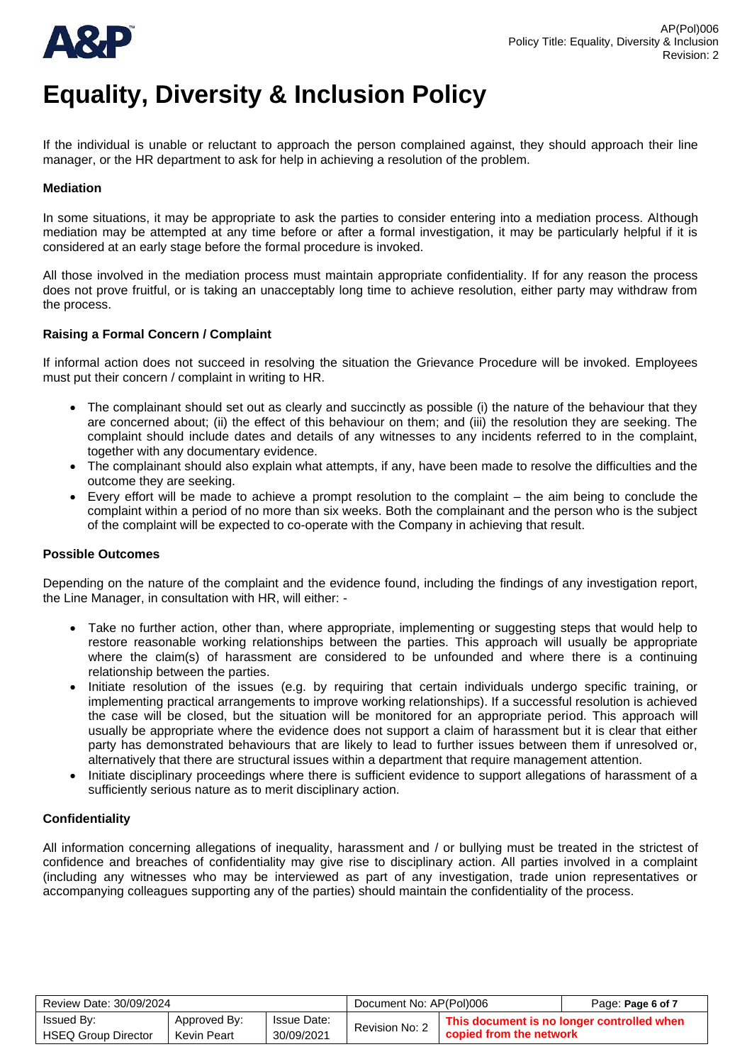# Equality, Diversity & Inclusion Policy

If the individual is unable or reluctant to approach the person complained against, they should approach their line manager, or the HR department to ask for help in achieving a resolution of the problem.

**Mediation**

In some situations, it may be appropriate to ask the parties to consider entering into a mediation process. Although mediation may be attempted at any time before or after a formal investigation, it may be particularly helpful if it is considered at an early stage before the formal procedure is invoked.

All those involved in the mediation process must maintain appropriate confidentiality. If for any reason the process does not prove fruitful, or is taking an unacceptably long time to achieve resolution, either party may withdraw from the process.

**Raising a Formal Concern / Complaint**

If informal action does not succeed in resolving the situation the Grievance Procedure will be invoked. Employees must put their concern / complaint in writing to HR.

- The complainant should set out as clearly and succinctly as possible (i) the nature of the behaviour that they are concerned about; (ii) the effect of this behaviour on them; and (iii) the resolution they are seeking. The complaint should include dates and details of any witnesses to any incidents referred to in the complaint, together with any documentary evidence.
- The complainant should also explain what attempts, if any, have been made to resolve the difficulties and the outcome they are seeking.
- Every effort will be made to achieve a prompt resolution to the complaint – the aim being to conclude the complaint within a period of no more than six weeks. Both the complainant and the person who is the subject of the complaint will be expected to co-operate with the Company in achieving that result.

**Possible Outcomes**

Depending on the nature of the complaint and the evidence found, including the findings of any investigation report, the Line Manager, in consultation with HR, will either: -

- Take no further action, other than, where appropriate, implementing or suggesting steps that would help to restore reasonable working relationships between the parties. This approach will usually be appropriate where the claim(s) of harassment are considered to be unfounded and where there is a continuing relationship between the parties.
- Initiate resolution of the issues (e.g. by requiring that certain individuals undergo specific training, or implementing practical arrangements to improve working relationships). If a successful resolution is achieved the case will be closed, but the situation will be monitored for an appropriate period. This approach will usually be appropriate where the evidence does not support a claim of harassment but it is clear that either party has demonstrated behaviours that are likely to lead to further issues between them if unresolved or, alternatively that there are structural issues within a department that require management attention.
- Initiate disciplinary proceedings where there is sufficient evidence to support allegations of harassment of a sufficiently serious nature as to merit disciplinary action.

**Confidentiality**

All information concerning allegations of inequality, harassment and / or bullying must be treated in the strictest of confidence and breaches of confidentiality may give rise to disciplinary action. All parties involved in a complaint (including any witnesses who may be interviewed as part of any investigation, trade union representatives or accompanying colleagues supporting any of the parties) should maintain the confidentiality of the process.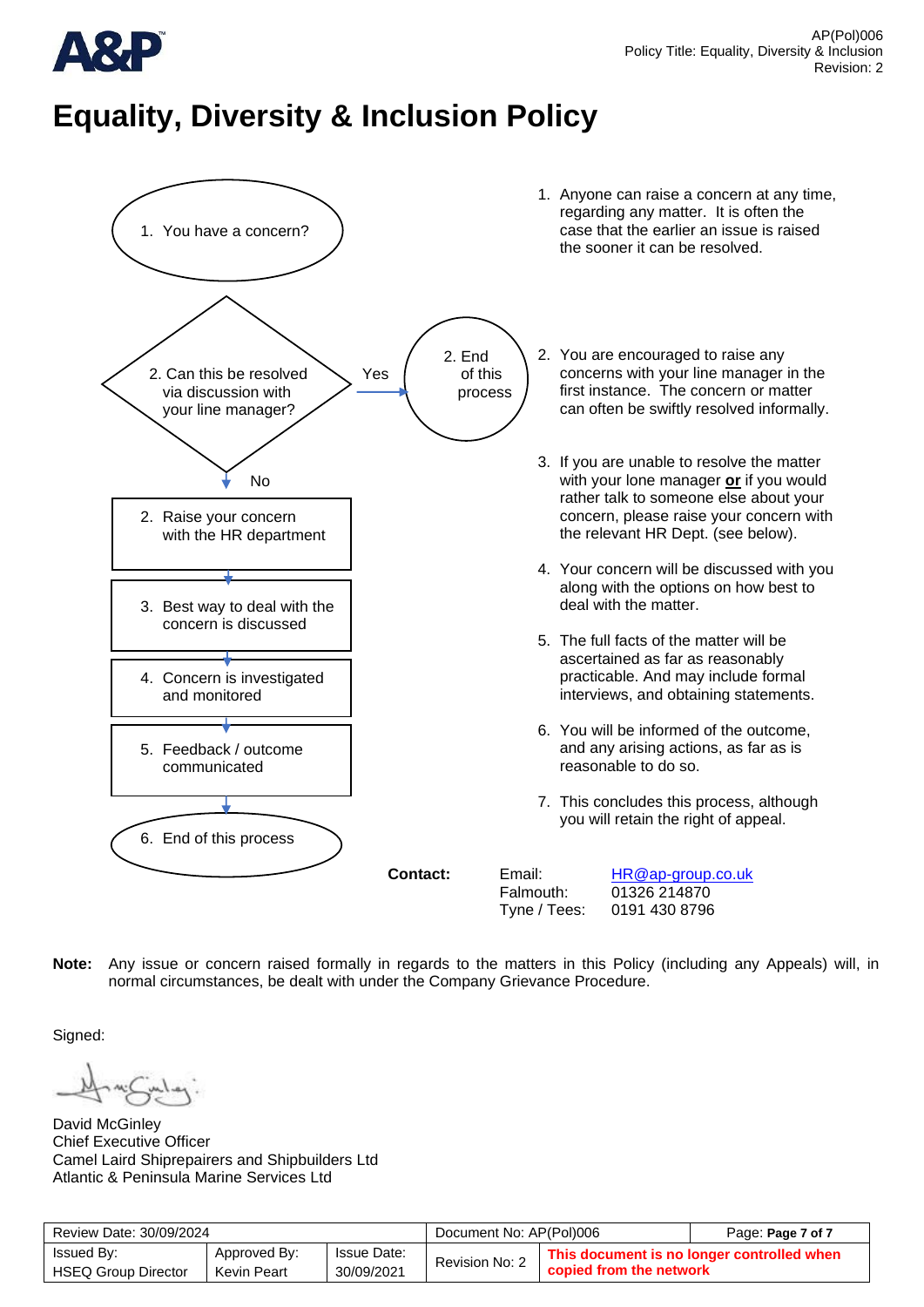# Equality, Diversity & Inclusion Policy

1. You have a concer?

2. Can this be resolved via discussion with your line manager?

Yes

2. End of this process

No

2. Raise your concern with the HR department

3. Best way to deal with the concern is discussed

4. Concern is investigated and monitored

5. Feedback / outcome communicated

6. End of this process

1. Anyone can raise a concern at any time, regarding any matter. It is often the case that the earlier an issue is raised the sooner it can be resolved.
2. You are encouraged to raise any concerns with your line manager in the first instance. The concern or matter can often be swiftly resolved informally.
3. If you are unable to resolve the matter with your lone manager **or** if you would rather talk to someone else about your concern, please raise your concern with the relevant HR Dept. (see below).
4. Your concern will be discussed with you along with the options on how best to deal with the matter.
5. The full facts of the matter will be ascertained as far as reasonably practicable. And may include formal interviews, and obtaining statements.
6. You will be informed of the outcome, and any arising actions, as far as is reasonable to do so.
7. This concludes this process, although you will retain the right of appeal.

**Contact:**

Email: HR@ap-group.co.uk
Falmouth: 01326 214870
Tyne / Tees: 0191 430 8796

**Note:** Any issue or concern raised formally in regards to the matters in this Policy (including any Appeals) will, in normal circumstances, be dealt with under the Company Grievance Procedure.

Signed:

David McGinley
Chief Executive Officer
Camel Laird Shiprepairers and Shipbuilders Ltd
Atlantic & Peninsula Marine Services Ltd

| | | | | |
|---|---|---|---|---|
| Review Date: 30/09/2024 | | | Document No: AP(Pol)006 | Page: Page 7 of 7 |
| Issued By: HSEQ Group Director | Approved By: Kevin Peart | Issue Date: 30/09/2021 | Revision No: 2 | This document is no longer controlled when copied from the network |